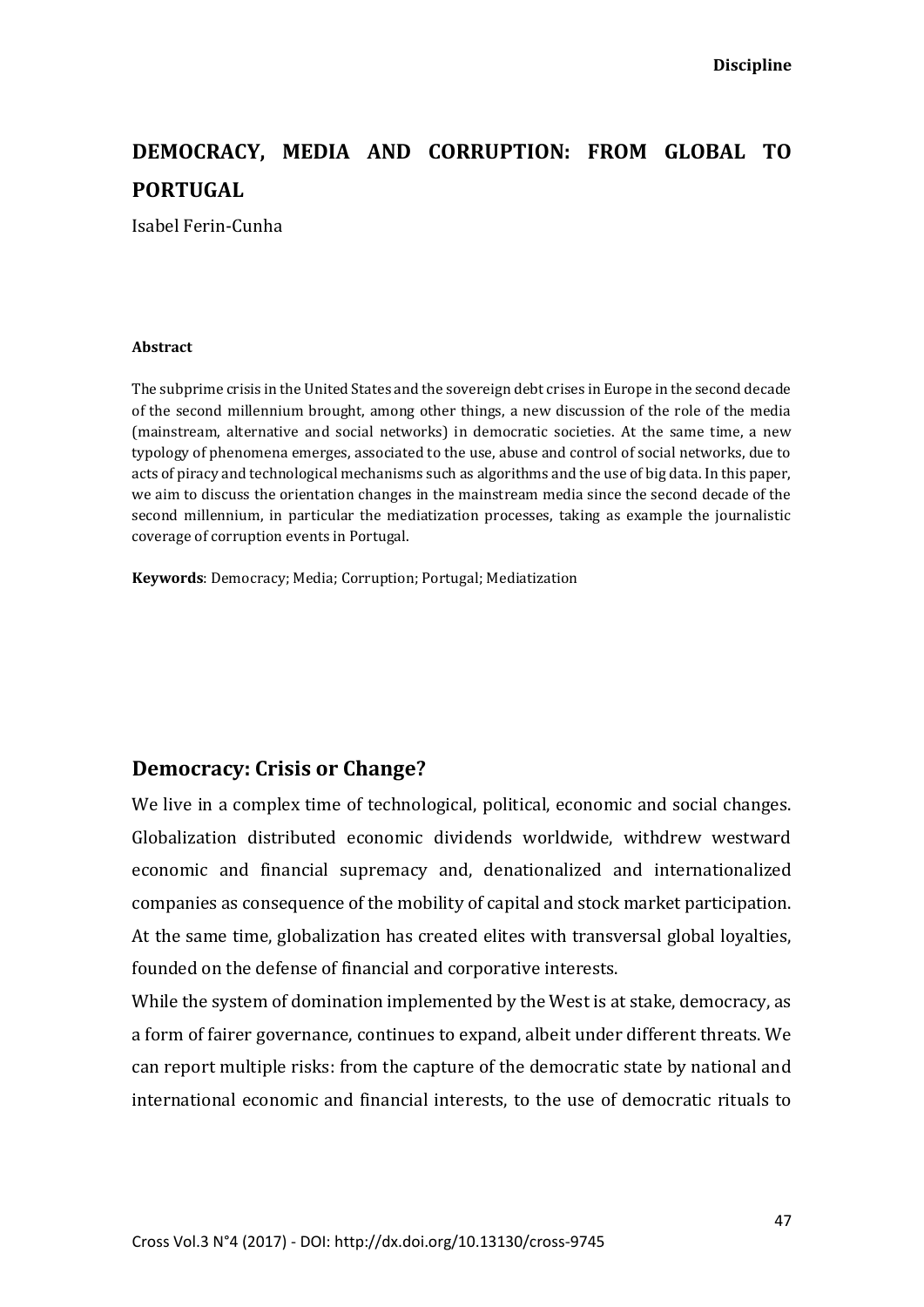# DEMOCRACY, MEDIA AND CORRUPTION: FROM GLOBAL TO PORTUGAL

Isabel Ferin-Cunha

**Abstract**

The subprime crisis in the United States and the sovereign debt crises in Europe in the second decade of the second millennium brought, among other things, a new discussion of the role of the media (mainstream, alternative and social networks) in democratic societies. At the same time, a new typology of phenomena emerges, associated to the use, abuse and control of social networks, due to acts of piracy and technological mechanisms such as algorithms and the use of big data. In this paper, we aim to discuss the orientation changes in the mainstream media since the second decade of the second millennium, in particular the mediatization processes, taking as example the journalistic coverage of corruption events in Portugal.

**Keywords**: Democracy; Media; Corruption; Portugal; Mediatization

## Democracy: Crisis or Change?

We live in a complex time of technological, political, economic and social changes. Globalization distributed economic dividends worldwide, withdrew westward economic and financial supremacy and, denationalized and internationalized companies as consequence of the mobility of capital and stock market participation. At the same time, globalization has created elites with transversal global loyalties, founded on the defense of financial and corporative interests.

While the system of domination implemented by the West is at stake, democracy, as a form of fairer governance, continues to expand, albeit under different threats. We can report multiple risks: from the capture of the democratic state by national and international economic and financial interests, to the use of democratic rituals to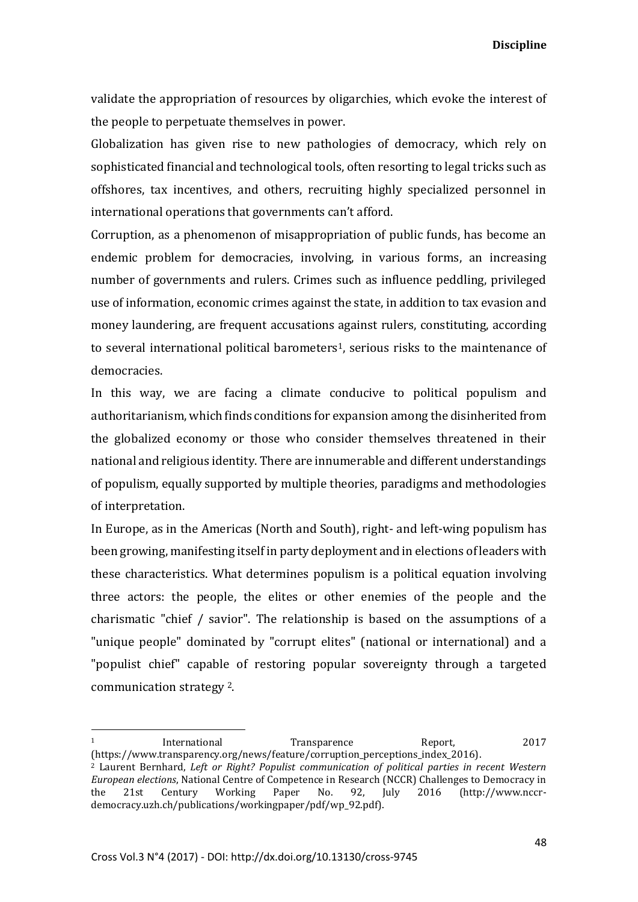validate the appropriation of resources by oligarchies, which evoke the interest of the people to perpetuate themselves in power.

Globalization has given rise to new pathologies of democracy, which rely on sophisticated financial and technological tools, often resorting to legal tricks such as offshores, tax incentives, and others, recruiting highly specialized personnel in international operations that governments can't afford.

Corruption, as a phenomenon of misappropriation of public funds, has become an endemic problem for democracies, involving, in various forms, an increasing number of governments and rulers. Crimes such as influence peddling, privileged use of information, economic crimes against the state, in addition to tax evasion and money laundering, are frequent accusations against rulers, constituting, according to several international political barometers[1], serious risks to the maintenance of democracies.

In this way, we are facing a climate conducive to political populism and authoritarianism, which finds conditions for expansion among the disinherited from the globalized economy or those who consider themselves threatened in their national and religious identity. There are innumerable and different understandings of populism, equally supported by multiple theories, paradigms and methodologies of interpretation.

In Europe, as in the Americas (North and South), right- and left-wing populism has been growing, manifesting itself in party deployment and in elections of leaders with these characteristics. What determines populism is a political equation involving three actors: the people, the elites or other enemies of the people and the charismatic "chief / savior". The relationship is based on the assumptions of a "unique people" dominated by "corrupt elites" (national or international) and a "populist chief" capable of restoring popular sovereignty through a targeted communication strategy [2].

---

[1] International Transparence Report, 2017 (https://www.transparency.org/news/feature/corruption_perceptions_index_2016).

[2] Laurent Bernhard, *Left or Right? Populist communication of political parties in recent Western European elections*, National Centre of Competence in Research (NCCR) Challenges to Democracy in the 21st Century Working Paper No. 92, July 2016 (http://www.nccr-democracy.uzh.ch/publications/workingpaper/pdf/wp_92.pdf).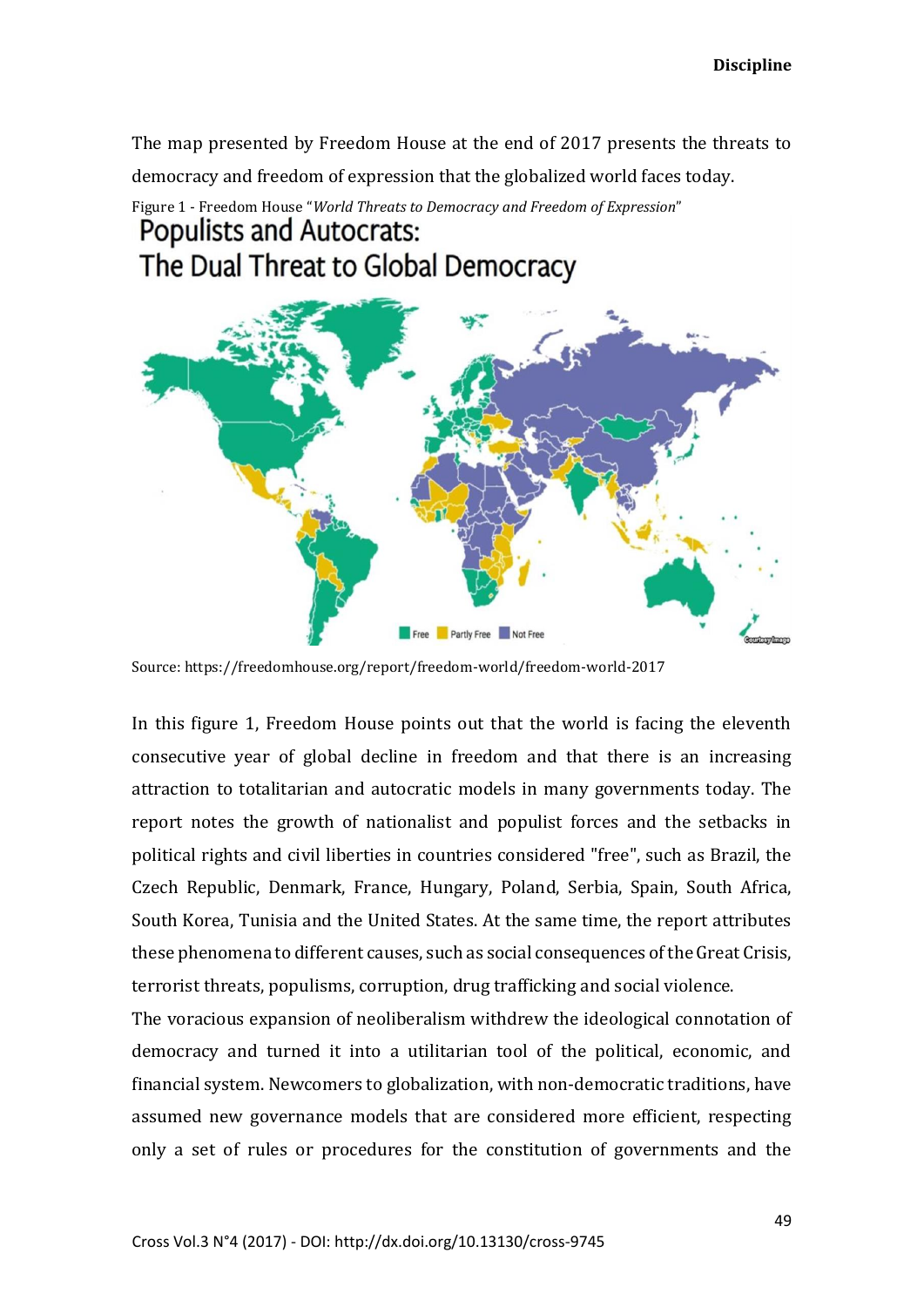The map presented by Freedom House at the end of 2017 presents the threats to democracy and freedom of expression that the globalized world faces today.

Figure 1 - Freedom House "*World Threats to Democracy and Freedom of Expression*"

Source: https://freedomhouse.org/report/freedom-world/freedom-world-2017

In this figure 1, Freedom House points out that the world is facing the eleventh consecutive year of global decline in freedom and that there is an increasing attraction to totalitarian and autocratic models in many governments today. The report notes the growth of nationalist and populist forces and the setbacks in political rights and civil liberties in countries considered "free", such as Brazil, the Czech Republic, Denmark, France, Hungary, Poland, Serbia, Spain, South Africa, South Korea, Tunisia and the United States. At the same time, the report attributes these phenomena to different causes, such as social consequences of the Great Crisis, terrorist threats, populisms, corruption, drug trafficking and social violence.

The voracious expansion of neoliberalism withdrew the ideological connotation of democracy and turned it into a utilitarian tool of the political, economic, and financial system. Newcomers to globalization, with non-democratic traditions, have assumed new governance models that are considered more efficient, respecting only a set of rules or procedures for the constitution of governments and the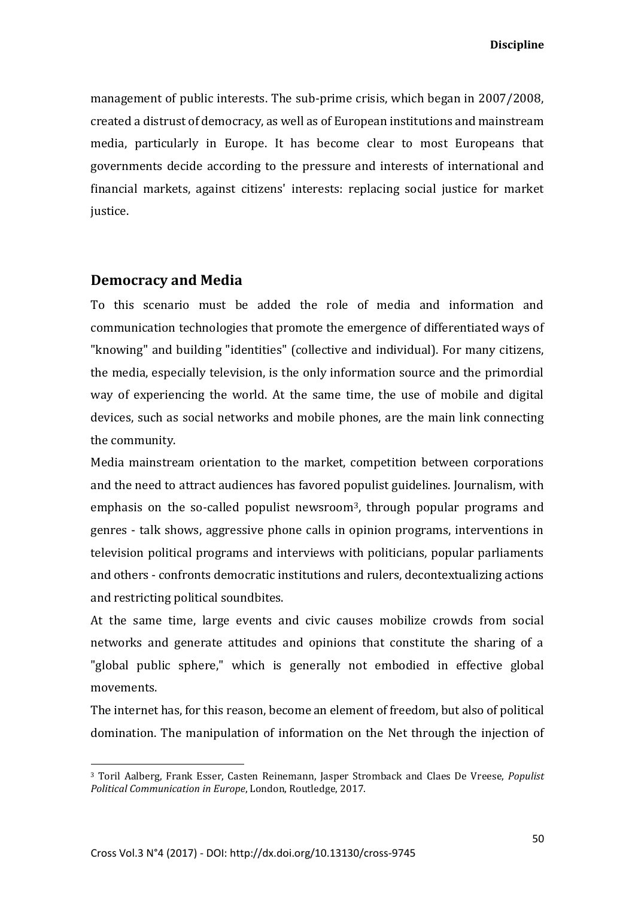management of public interests. The sub-prime crisis, which began in 2007/2008, created a distrust of democracy, as well as of European institutions and mainstream media, particularly in Europe. It has become clear to most Europeans that governments decide according to the pressure and interests of international and financial markets, against citizens' interests: replacing social justice for market justice.

## Democracy and Media

To this scenario must be added the role of media and information and communication technologies that promote the emergence of differentiated ways of "knowing" and building "identities" (collective and individual). For many citizens, the media, especially television, is the only information source and the primordial way of experiencing the world. At the same time, the use of mobile and digital devices, such as social networks and mobile phones, are the main link connecting the community.

Media mainstream orientation to the market, competition between corporations and the need to attract audiences has favored populist guidelines. Journalism, with emphasis on the so-called populist newsroom[3], through popular programs and genres - talk shows, aggressive phone calls in opinion programs, interventions in television political programs and interviews with politicians, popular parliaments and others - confronts democratic institutions and rulers, decontextualizing actions and restricting political soundbites.

At the same time, large events and civic causes mobilize crowds from social networks and generate attitudes and opinions that constitute the sharing of a "global public sphere," which is generally not embodied in effective global movements.

The internet has, for this reason, become an element of freedom, but also of political domination. The manipulation of information on the Net through the injection of

---

[3] Toril Aalberg, Frank Esser, Casten Reinemann, Jasper Stromback and Claes De Vreese, *Populist Political Communication in Europe*, London, Routledge, 2017.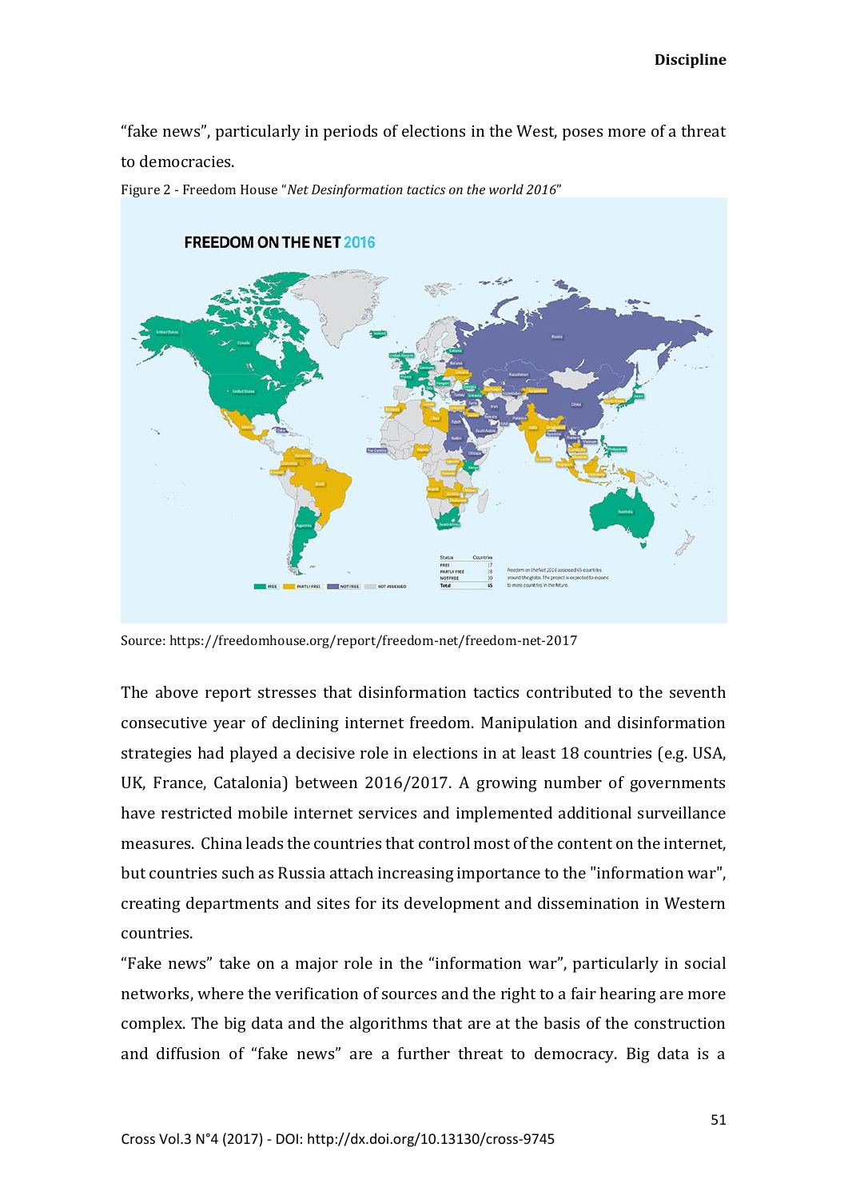"fake news", particularly in periods of elections in the West, poses more of a threat to democracies.

Figure 2 - Freedom House "*Net Desinformation tactics on the world 2016*"

Source: https://freedomhouse.org/report/freedom-net/freedom-net-2017

The above report stresses that disinformation tactics contributed to the seventh consecutive year of declining internet freedom. Manipulation and disinformation strategies had played a decisive role in elections in at least 18 countries (e.g. USA, UK, France, Catalonia) between 2016/2017. A growing number of governments have restricted mobile internet services and implemented additional surveillance measures. China leads the countries that control most of the content on the internet, but countries such as Russia attach increasing importance to the "information war", creating departments and sites for its development and dissemination in Western countries.

"Fake news" take on a major role in the "information war", particularly in social networks, where the verification of sources and the right to a fair hearing are more complex. The big data and the algorithms that are at the basis of the construction and diffusion of "fake news" are a further threat to democracy. Big data is a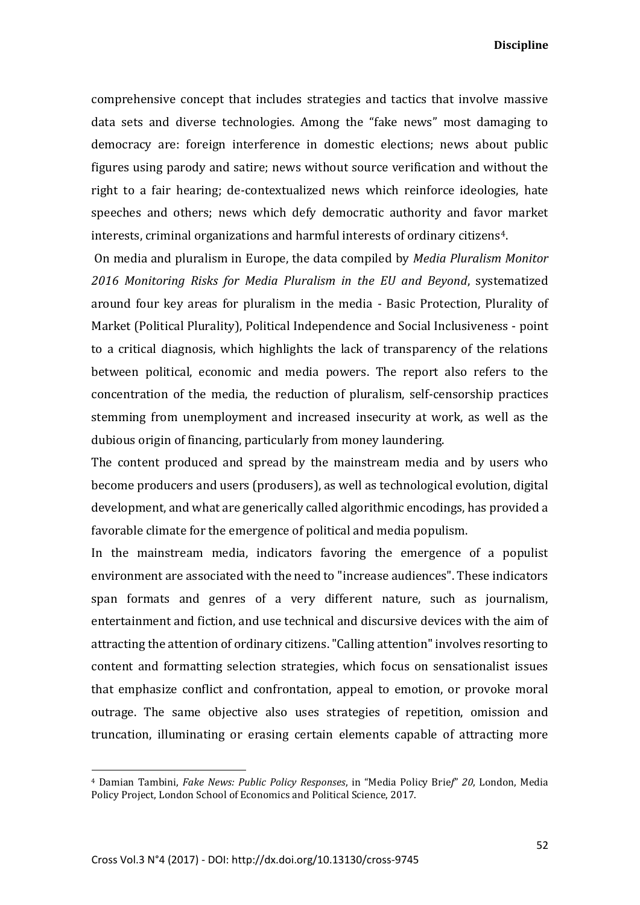comprehensive concept that includes strategies and tactics that involve massive data sets and diverse technologies. Among the "fake news" most damaging to democracy are: foreign interference in domestic elections; news about public figures using parody and satire; news without source verification and without the right to a fair hearing; de-contextualized news which reinforce ideologies, hate speeches and others; news which defy democratic authority and favor market interests, criminal organizations and harmful interests of ordinary citizens[4].

On media and pluralism in Europe, the data compiled by *Media Pluralism Monitor 2016 Monitoring Risks for Media Pluralism in the EU and Beyond*, systematized around four key areas for pluralism in the media - Basic Protection, Plurality of Market (Political Plurality), Political Independence and Social Inclusiveness - point to a critical diagnosis, which highlights the lack of transparency of the relations between political, economic and media powers. The report also refers to the concentration of the media, the reduction of pluralism, self-censorship practices stemming from unemployment and increased insecurity at work, as well as the dubious origin of financing, particularly from money laundering.

The content produced and spread by the mainstream media and by users who become producers and users (produsers), as well as technological evolution, digital development, and what are generically called algorithmic encodings, has provided a favorable climate for the emergence of political and media populism.

In the mainstream media, indicators favoring the emergence of a populist environment are associated with the need to "increase audiences". These indicators span formats and genres of a very different nature, such as journalism, entertainment and fiction, and use technical and discursive devices with the aim of attracting the attention of ordinary citizens. "Calling attention" involves resorting to content and formatting selection strategies, which focus on sensationalist issues that emphasize conflict and confrontation, appeal to emotion, or provoke moral outrage. The same objective also uses strategies of repetition, omission and truncation, illuminating or erasing certain elements capable of attracting more

---

[4] Damian Tambini, *Fake News: Public Policy Responses*, in "Media Policy Brief" *20*, London, Media Policy Project, London School of Economics and Political Science, 2017.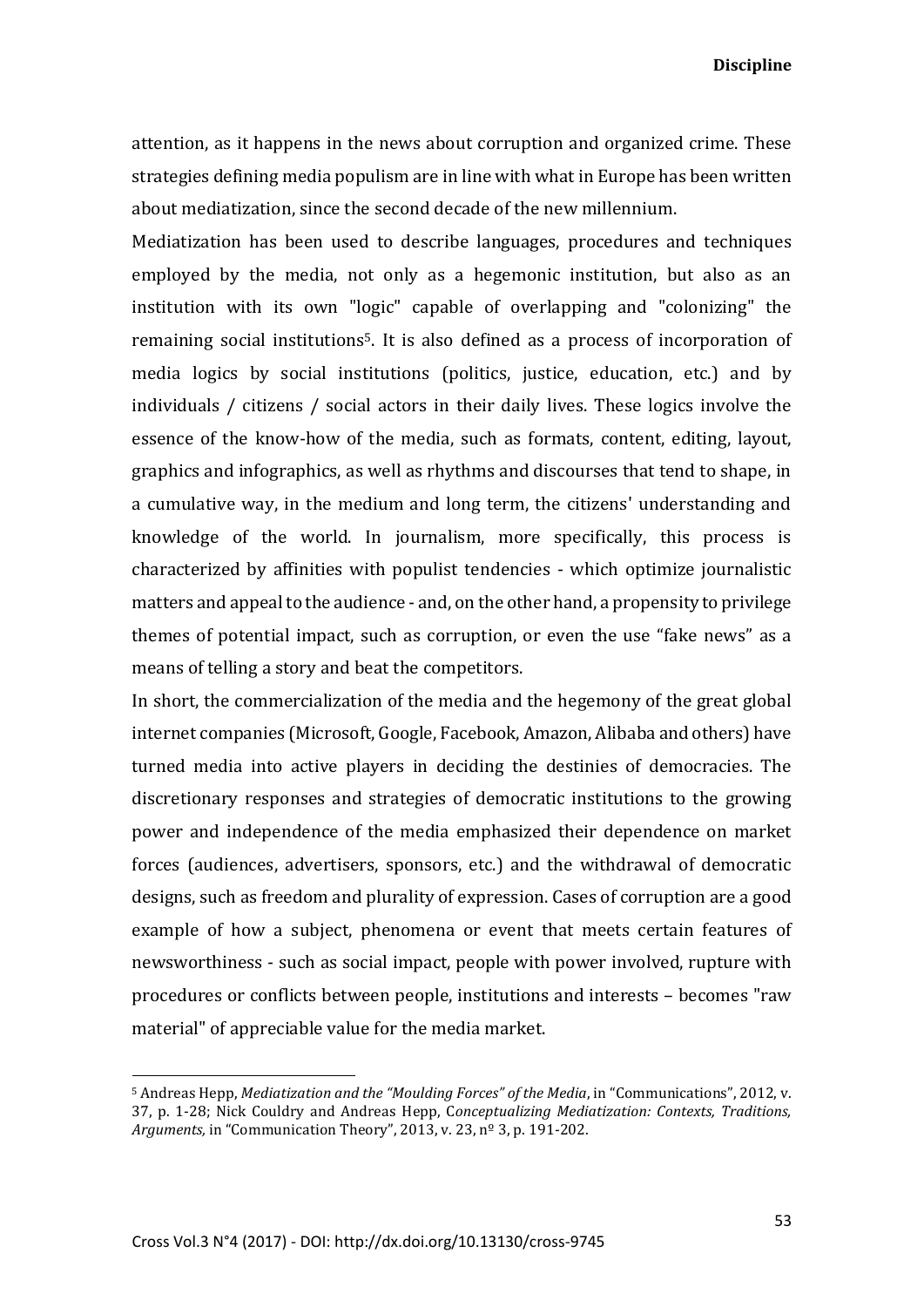attention, as it happens in the news about corruption and organized crime. These strategies defining media populism are in line with what in Europe has been written about mediatization, since the second decade of the new millennium.

Mediatization has been used to describe languages, procedures and techniques employed by the media, not only as a hegemonic institution, but also as an institution with its own "logic" capable of overlapping and "colonizing" the remaining social institutions[5]. It is also defined as a process of incorporation of media logics by social institutions (politics, justice, education, etc.) and by individuals / citizens / social actors in their daily lives. These logics involve the essence of the know-how of the media, such as formats, content, editing, layout, graphics and infographics, as well as rhythms and discourses that tend to shape, in a cumulative way, in the medium and long term, the citizens' understanding and knowledge of the world. In journalism, more specifically, this process is characterized by affinities with populist tendencies - which optimize journalistic matters and appeal to the audience - and, on the other hand, a propensity to privilege themes of potential impact, such as corruption, or even the use "fake news" as a means of telling a story and beat the competitors.

In short, the commercialization of the media and the hegemony of the great global internet companies (Microsoft, Google, Facebook, Amazon, Alibaba and others) have turned media into active players in deciding the destinies of democracies. The discretionary responses and strategies of democratic institutions to the growing power and independence of the media emphasized their dependence on market forces (audiences, advertisers, sponsors, etc.) and the withdrawal of democratic designs, such as freedom and plurality of expression. Cases of corruption are a good example of how a subject, phenomena or event that meets certain features of newsworthiness - such as social impact, people with power involved, rupture with procedures or conflicts between people, institutions and interests – becomes "raw material" of appreciable value for the media market.

---

[5] Andreas Hepp, *Mediatization and the "Moulding Forces" of the Media*, in "Communications", 2012, v. 37, p. 1-28; Nick Couldry and Andreas Hepp, C*onceptualizing Mediatization: Contexts, Traditions, Arguments,* in "Communication Theory", 2013, v. 23, nº 3, p. 191-202.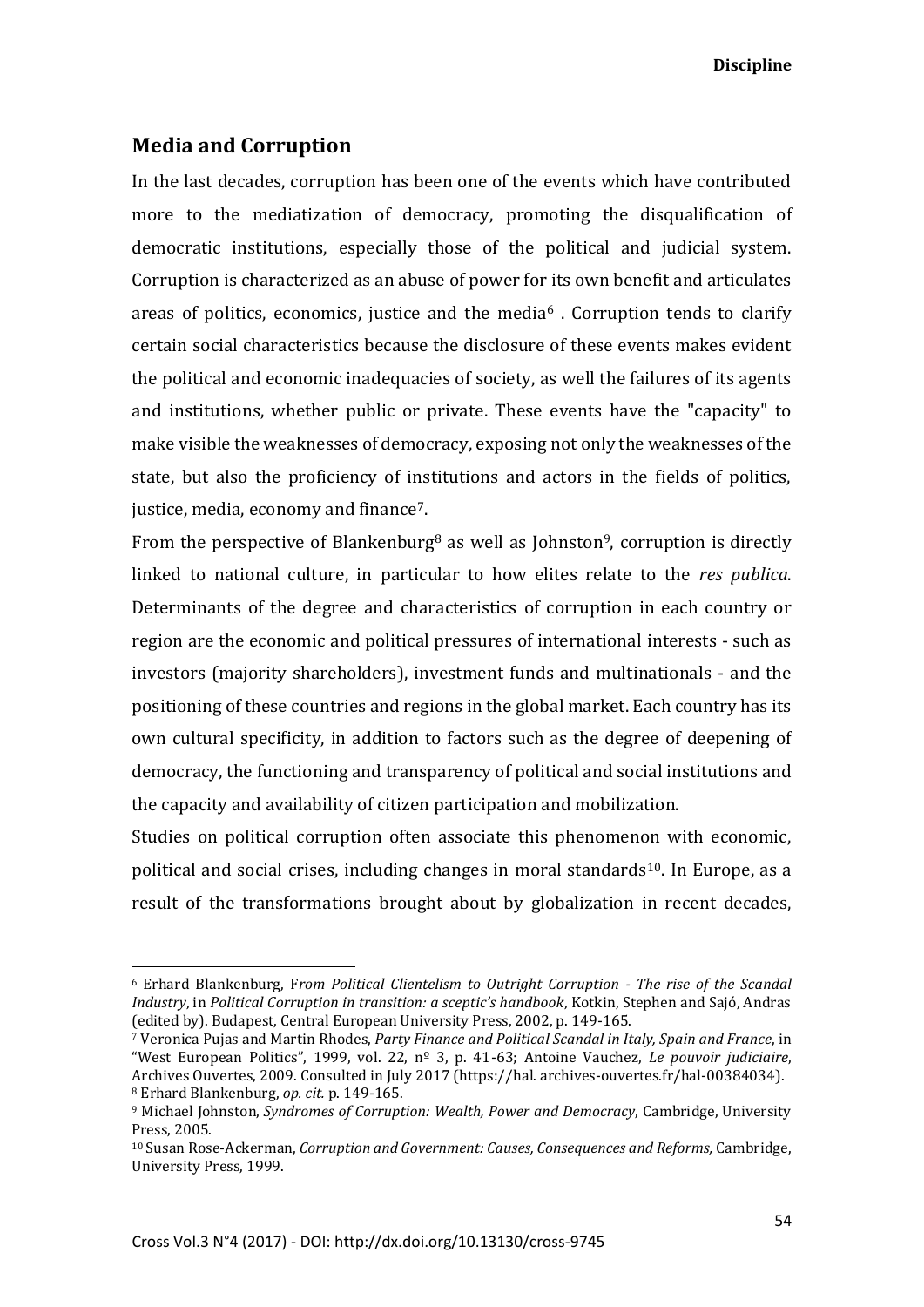## Media and Corruption

In the last decades, corruption has been one of the events which have contributed more to the mediatization of democracy, promoting the disqualification of democratic institutions, especially those of the political and judicial system. Corruption is characterized as an abuse of power for its own benefit and articulates areas of politics, economics, justice and the media[6] . Corruption tends to clarify certain social characteristics because the disclosure of these events makes evident the political and economic inadequacies of society, as well the failures of its agents and institutions, whether public or private. These events have the "capacity" to make visible the weaknesses of democracy, exposing not only the weaknesses of the state, but also the proficiency of institutions and actors in the fields of politics, justice, media, economy and finance[7].

From the perspective of Blankenburg[8] as well as Johnston[9], corruption is directly linked to national culture, in particular to how elites relate to the *res publica*. Determinants of the degree and characteristics of corruption in each country or region are the economic and political pressures of international interests - such as investors (majority shareholders), investment funds and multinationals - and the positioning of these countries and regions in the global market. Each country has its own cultural specificity, in addition to factors such as the degree of deepening of democracy, the functioning and transparency of political and social institutions and the capacity and availability of citizen participation and mobilization.

Studies on political corruption often associate this phenomenon with economic, political and social crises, including changes in moral standards[10]. In Europe, as a result of the transformations brought about by globalization in recent decades,

---

[6] Erhard Blankenburg, F*rom Political Clientelism to Outright Corruption - The rise of the Scandal Industry*, in *Political Corruption in transition: a sceptic's handbook*, Kotkin, Stephen and Sajó, Andras (edited by). Budapest, Central European University Press, 2002, p. 149-165.

[7] Veronica Pujas and Martin Rhodes, *Party Finance and Political Scandal in Italy, Spain and France*, in "West European Politics", 1999, vol. 22, nº 3, p. 41-63; Antoine Vauchez, *Le pouvoir judiciaire*, Archives Ouvertes, 2009. Consulted in July 2017 (https://hal. archives-ouvertes.fr/hal-00384034).

[8] Erhard Blankenburg, *op. cit.* p. 149-165.

[9] Michael Johnston, *Syndromes of Corruption: Wealth, Power and Democracy*, Cambridge, University Press, 2005.

[10] Susan Rose-Ackerman, *Corruption and Government: Causes, Consequences and Reforms,* Cambridge, University Press, 1999.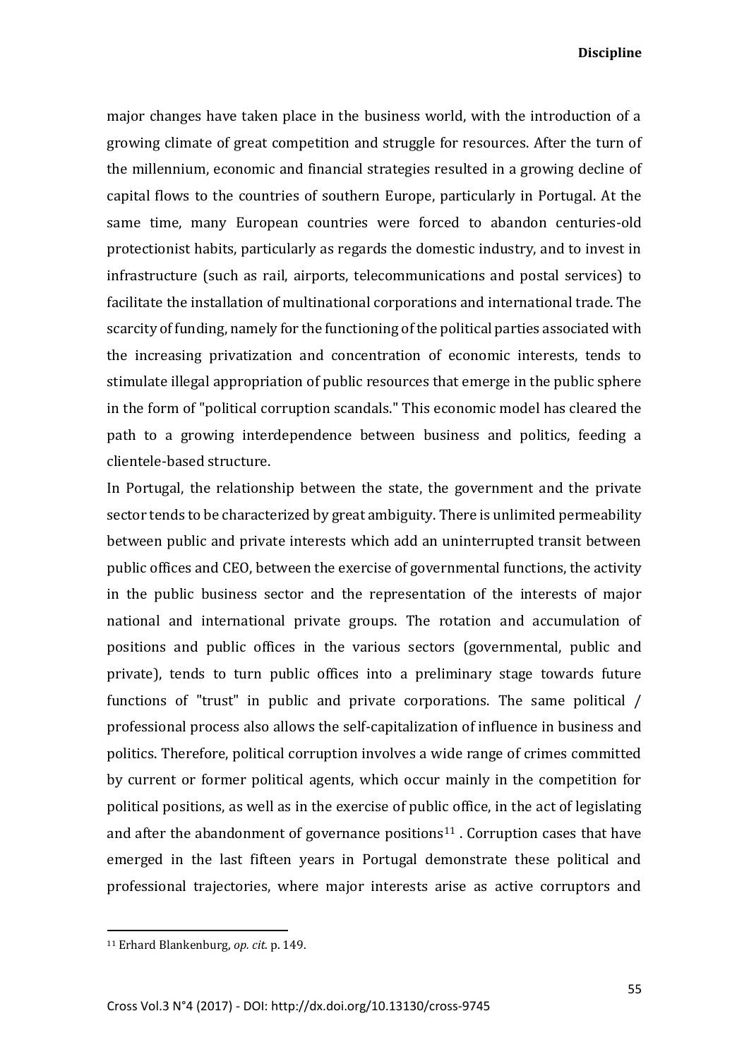major changes have taken place in the business world, with the introduction of a growing climate of great competition and struggle for resources. After the turn of the millennium, economic and financial strategies resulted in a growing decline of capital flows to the countries of southern Europe, particularly in Portugal. At the same time, many European countries were forced to abandon centuries-old protectionist habits, particularly as regards the domestic industry, and to invest in infrastructure (such as rail, airports, telecommunications and postal services) to facilitate the installation of multinational corporations and international trade. The scarcity of funding, namely for the functioning of the political parties associated with the increasing privatization and concentration of economic interests, tends to stimulate illegal appropriation of public resources that emerge in the public sphere in the form of "political corruption scandals." This economic model has cleared the path to a growing interdependence between business and politics, feeding a clientele-based structure.

In Portugal, the relationship between the state, the government and the private sector tends to be characterized by great ambiguity. There is unlimited permeability between public and private interests which add an uninterrupted transit between public offices and CEO, between the exercise of governmental functions, the activity in the public business sector and the representation of the interests of major national and international private groups. The rotation and accumulation of positions and public offices in the various sectors (governmental, public and private), tends to turn public offices into a preliminary stage towards future functions of "trust" in public and private corporations. The same political / professional process also allows the self-capitalization of influence in business and politics. Therefore, political corruption involves a wide range of crimes committed by current or former political agents, which occur mainly in the competition for political positions, as well as in the exercise of public office, in the act of legislating and after the abandonment of governance positions[11] . Corruption cases that have emerged in the last fifteen years in Portugal demonstrate these political and professional trajectories, where major interests arise as active corruptors and

---

[11] Erhard Blankenburg, *op. cit.* p. 149.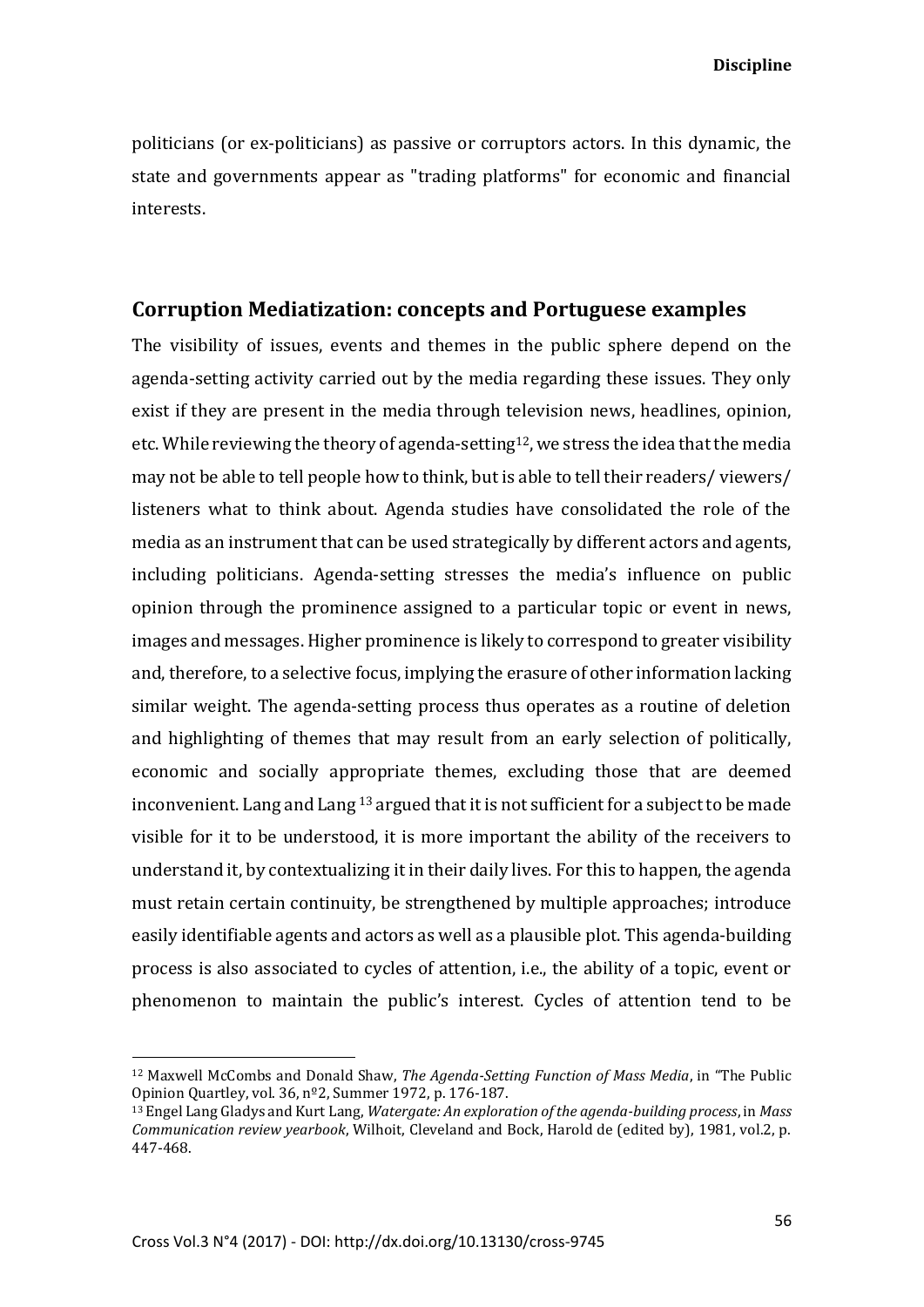politicians (or ex-politicians) as passive or corruptors actors. In this dynamic, the state and governments appear as "trading platforms" for economic and financial interests.

## Corruption Mediatization: concepts and Portuguese examples

The visibility of issues, events and themes in the public sphere depend on the agenda-setting activity carried out by the media regarding these issues. They only exist if they are present in the media through television news, headlines, opinion, etc. While reviewing the theory of agenda-setting[12], we stress the idea that the media may not be able to tell people how to think, but is able to tell their readers/ viewers/ listeners what to think about. Agenda studies have consolidated the role of the media as an instrument that can be used strategically by different actors and agents, including politicians. Agenda-setting stresses the media's influence on public opinion through the prominence assigned to a particular topic or event in news, images and messages. Higher prominence is likely to correspond to greater visibility and, therefore, to a selective focus, implying the erasure of other information lacking similar weight. The agenda-setting process thus operates as a routine of deletion and highlighting of themes that may result from an early selection of politically, economic and socially appropriate themes, excluding those that are deemed inconvenient. Lang and Lang [13] argued that it is not sufficient for a subject to be made visible for it to be understood, it is more important the ability of the receivers to understand it, by contextualizing it in their daily lives. For this to happen, the agenda must retain certain continuity, be strengthened by multiple approaches; introduce easily identifiable agents and actors as well as a plausible plot. This agenda-building process is also associated to cycles of attention, i.e., the ability of a topic, event or phenomenon to maintain the public's interest. Cycles of attention tend to be

---

[12] Maxwell McCombs and Donald Shaw, *The Agenda-Setting Function of Mass Media*, in "The Public Opinion Quartley, vol. 36, nº2, Summer 1972, p. 176-187.

[13] Engel Lang Gladys and Kurt Lang, *Watergate: An exploration of the agenda-building process*, in *Mass Communication review yearbook*, Wilhoit, Cleveland and Bock, Harold de (edited by), 1981, vol.2, p. 447-468.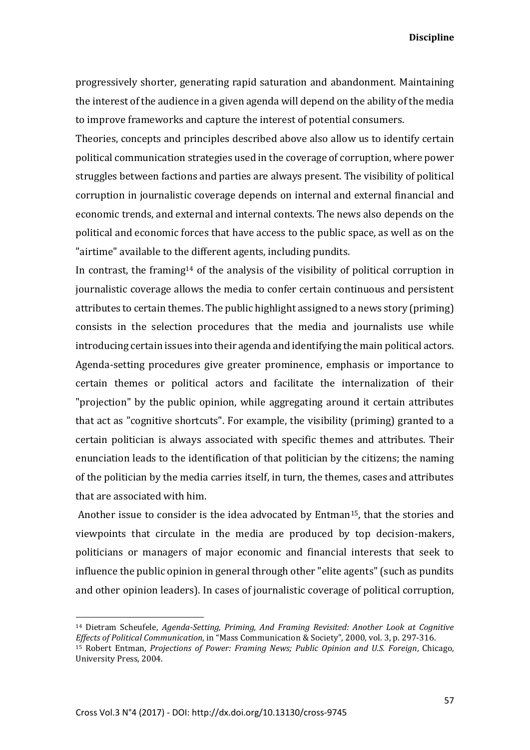progressively shorter, generating rapid saturation and abandonment. Maintaining the interest of the audience in a given agenda will depend on the ability of the media to improve frameworks and capture the interest of potential consumers.

Theories, concepts and principles described above also allow us to identify certain political communication strategies used in the coverage of corruption, where power struggles between factions and parties are always present. The visibility of political corruption in journalistic coverage depends on internal and external financial and economic trends, and external and internal contexts. The news also depends on the political and economic forces that have access to the public space, as well as on the "airtime" available to the different agents, including pundits.

In contrast, the framing[14] of the analysis of the visibility of political corruption in journalistic coverage allows the media to confer certain continuous and persistent attributes to certain themes. The public highlight assigned to a news story (priming) consists in the selection procedures that the media and journalists use while introducing certain issues into their agenda and identifying the main political actors. Agenda-setting procedures give greater prominence, emphasis or importance to certain themes or political actors and facilitate the internalization of their "projection" by the public opinion, while aggregating around it certain attributes that act as "cognitive shortcuts". For example, the visibility (priming) granted to a certain politician is always associated with specific themes and attributes. Their enunciation leads to the identification of that politician by the citizens; the naming of the politician by the media carries itself, in turn, the themes, cases and attributes that are associated with him.

Another issue to consider is the idea advocated by Entman[15], that the stories and viewpoints that circulate in the media are produced by top decision-makers, politicians or managers of major economic and financial interests that seek to influence the public opinion in general through other "elite agents" (such as pundits and other opinion leaders). In cases of journalistic coverage of political corruption,

---

[14] Dietram Scheufele, *Agenda-Setting, Priming, And Framing Revisited: Another Look at Cognitive Effects of Political Communication*, in "Mass Communication & Society", 2000, vol. 3, p. 297-316.

[15] Robert Entman, *Projections of Power: Framing News; Public Opinion and U.S. Foreign*, Chicago, University Press, 2004.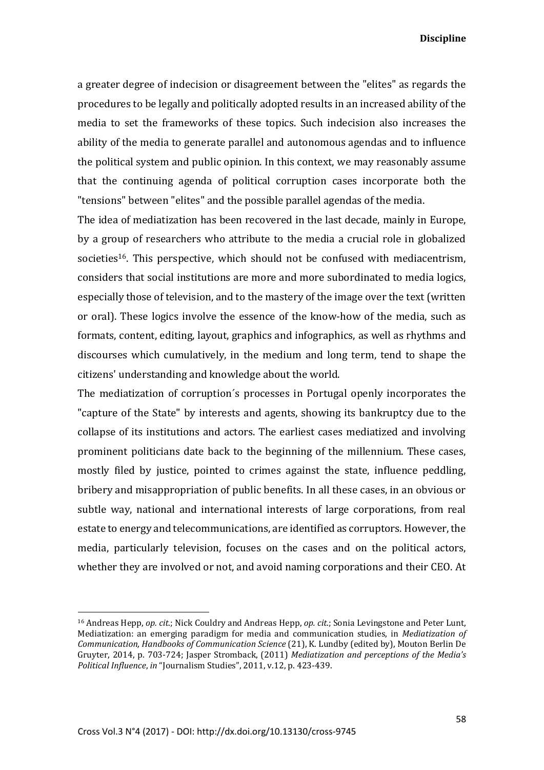a greater degree of indecision or disagreement between the "elites" as regards the procedures to be legally and politically adopted results in an increased ability of the media to set the frameworks of these topics. Such indecision also increases the ability of the media to generate parallel and autonomous agendas and to influence the political system and public opinion. In this context, we may reasonably assume that the continuing agenda of political corruption cases incorporate both the "tensions" between "elites" and the possible parallel agendas of the media.

The idea of mediatization has been recovered in the last decade, mainly in Europe, by a group of researchers who attribute to the media a crucial role in globalized societies[16]. This perspective, which should not be confused with mediacentrism, considers that social institutions are more and more subordinated to media logics, especially those of television, and to the mastery of the image over the text (written or oral). These logics involve the essence of the know-how of the media, such as formats, content, editing, layout, graphics and infographics, as well as rhythms and discourses which cumulatively, in the medium and long term, tend to shape the citizens' understanding and knowledge about the world.

The mediatization of corruption´s processes in Portugal openly incorporates the "capture of the State" by interests and agents, showing its bankruptcy due to the collapse of its institutions and actors. The earliest cases mediatized and involving prominent politicians date back to the beginning of the millennium. These cases, mostly filed by justice, pointed to crimes against the state, influence peddling, bribery and misappropriation of public benefits. In all these cases, in an obvious or subtle way, national and international interests of large corporations, from real estate to energy and telecommunications, are identified as corruptors. However, the media, particularly television, focuses on the cases and on the political actors, whether they are involved or not, and avoid naming corporations and their CEO. At

[16] Andreas Hepp, *op. cit.*; Nick Couldry and Andreas Hepp, *op. cit.*; Sonia Levingstone and Peter Lunt, Mediatization: an emerging paradigm for media and communication studies, in *Mediatization of Communication, Handbooks of Communication Science* (21), K. Lundby (edited by), Mouton Berlin De Gruyter, 2014, p. 703-724; Jasper Stromback, (2011) *Mediatization and perceptions of the Media's Political Influence*, *in* "Journalism Studies", 2011, v.12, p. 423-439.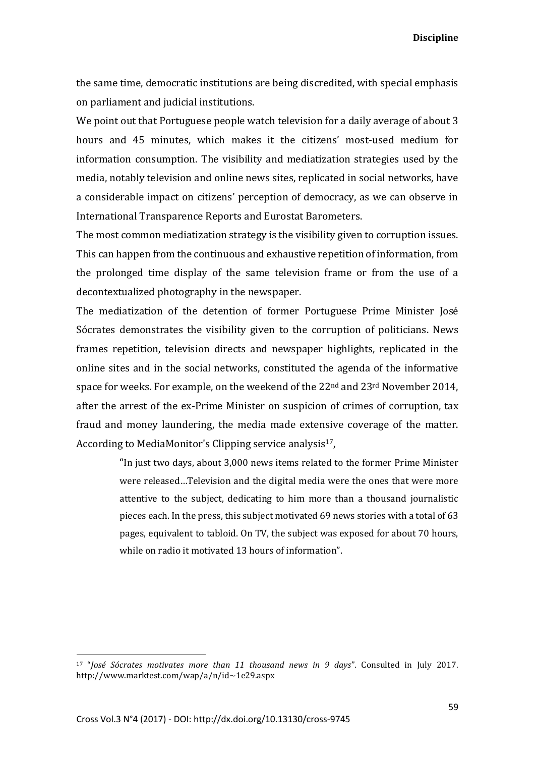the same time, democratic institutions are being discredited, with special emphasis on parliament and judicial institutions.

We point out that Portuguese people watch television for a daily average of about 3 hours and 45 minutes, which makes it the citizens' most-used medium for information consumption. The visibility and mediatization strategies used by the media, notably television and online news sites, replicated in social networks, have a considerable impact on citizens' perception of democracy, as we can observe in International Transparence Reports and Eurostat Barometers.

The most common mediatization strategy is the visibility given to corruption issues. This can happen from the continuous and exhaustive repetition of information, from the prolonged time display of the same television frame or from the use of a decontextualized photography in the newspaper.

The mediatization of the detention of former Portuguese Prime Minister José Sócrates demonstrates the visibility given to the corruption of politicians. News frames repetition, television directs and newspaper highlights, replicated in the online sites and in the social networks, constituted the agenda of the informative space for weeks. For example, on the weekend of the 22nd and 23rd November 2014, after the arrest of the ex-Prime Minister on suspicion of crimes of corruption, tax fraud and money laundering, the media made extensive coverage of the matter. According to MediaMonitor's Clipping service analysis[17],

> "In just two days, about 3,000 news items related to the former Prime Minister were released…Television and the digital media were the ones that were more attentive to the subject, dedicating to him more than a thousand journalistic pieces each. In the press, this subject motivated 69 news stories with a total of 63 pages, equivalent to tabloid. On TV, the subject was exposed for about 70 hours, while on radio it motivated 13 hours of information".

[17] "*José Sócrates motivates more than 11 thousand news in 9 days*". Consulted in July 2017. http://www.marktest.com/wap/a/n/id~1e29.aspx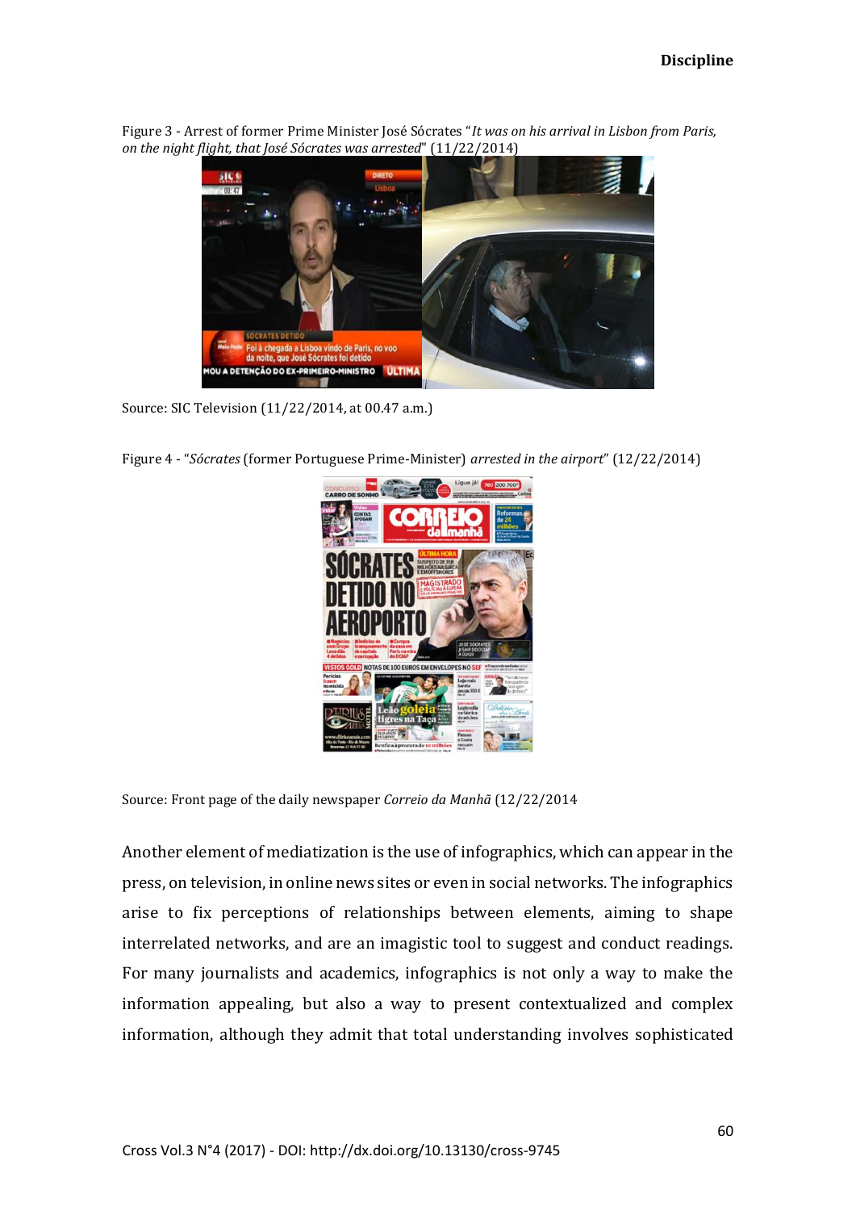Figure 3 - Arrest of former Prime Minister José Sócrates "*It was on his arrival in Lisbon from Paris, on the night flight, that José Sócrates was arrested*" (11/22/2014)

Source: SIC Television (11/22/2014, at 00.47 a.m.)

Figure 4 - "*Sócrates* (former Portuguese Prime-Minister) *arrested in the airport*" (12/22/2014)

Source: Front page of the daily newspaper *Correio da Manhã* (12/22/2014

Another element of mediatization is the use of infographics, which can appear in the press, on television, in online news sites or even in social networks. The infographics arise to fix perceptions of relationships between elements, aiming to shape interrelated networks, and are an imagistic tool to suggest and conduct readings. For many journalists and academics, infographics is not only a way to make the information appealing, but also a way to present contextualized and complex information, although they admit that total understanding involves sophisticated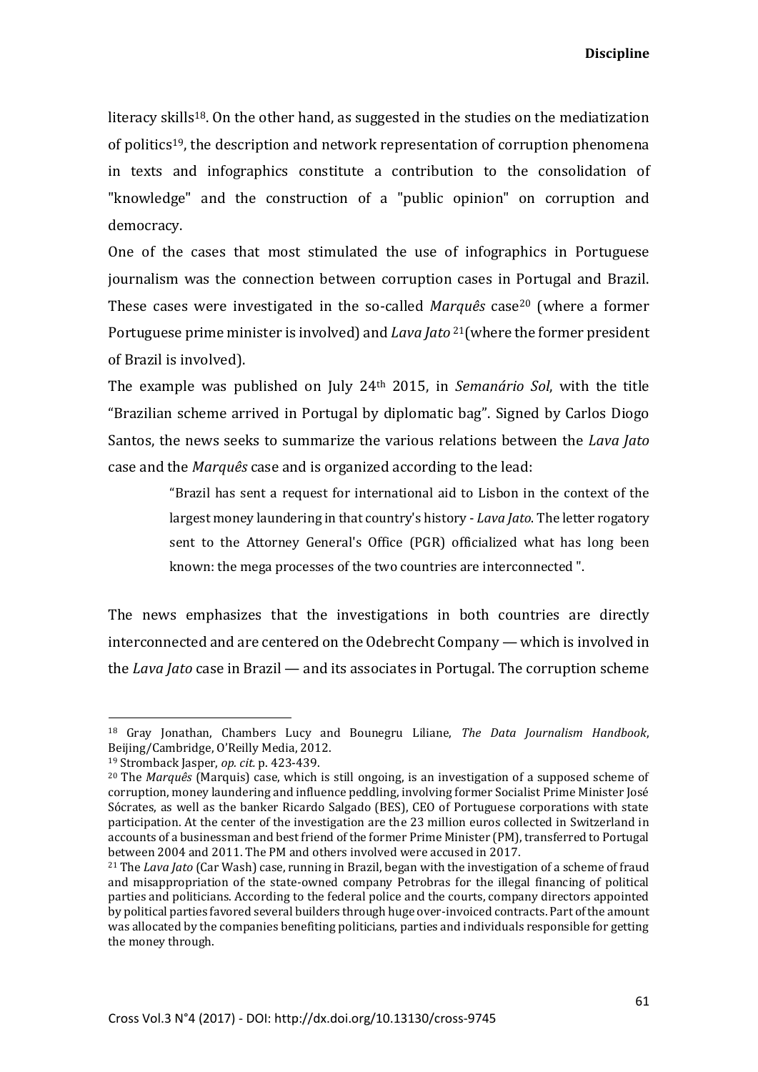literacy skills[18]. On the other hand, as suggested in the studies on the mediatization of politics[19], the description and network representation of corruption phenomena in texts and infographics constitute a contribution to the consolidation of "knowledge" and the construction of a "public opinion" on corruption and democracy.

One of the cases that most stimulated the use of infographics in Portuguese journalism was the connection between corruption cases in Portugal and Brazil. These cases were investigated in the so-called *Marquês* case[20] (where a former Portuguese prime minister is involved) and *Lava Jato* [21](where the former president of Brazil is involved).

The example was published on July 24th 2015, in *Semanário Sol*, with the title "Brazilian scheme arrived in Portugal by diplomatic bag". Signed by Carlos Diogo Santos, the news seeks to summarize the various relations between the *Lava Jato* case and the *Marquês* case and is organized according to the lead:

> "Brazil has sent a request for international aid to Lisbon in the context of the largest money laundering in that country's history - *Lava Jato*. The letter rogatory sent to the Attorney General's Office (PGR) officialized what has long been known: the mega processes of the two countries are interconnected ".

The news emphasizes that the investigations in both countries are directly interconnected and are centered on the Odebrecht Company — which is involved in the *Lava Jato* case in Brazil — and its associates in Portugal. The corruption scheme

---

[18] Gray Jonathan, Chambers Lucy and Bounegru Liliane, *The Data Journalism Handbook*, Beijing/Cambridge, O'Reilly Media, 2012.

[19] Stromback Jasper, *op. cit.* p. 423-439.

[20] The *Marquês* (Marquis) case, which is still ongoing, is an investigation of a supposed scheme of corruption, money laundering and influence peddling, involving former Socialist Prime Minister José Sócrates, as well as the banker Ricardo Salgado (BES), CEO of Portuguese corporations with state participation. At the center of the investigation are the 23 million euros collected in Switzerland in accounts of a businessman and best friend of the former Prime Minister (PM), transferred to Portugal between 2004 and 2011. The PM and others involved were accused in 2017.

[21] The *Lava Jato* (Car Wash) case, running in Brazil, began with the investigation of a scheme of fraud and misappropriation of the state-owned company Petrobras for the illegal financing of political parties and politicians. According to the federal police and the courts, company directors appointed by political parties favored several builders through huge over-invoiced contracts. Part of the amount was allocated by the companies benefiting politicians, parties and individuals responsible for getting the money through.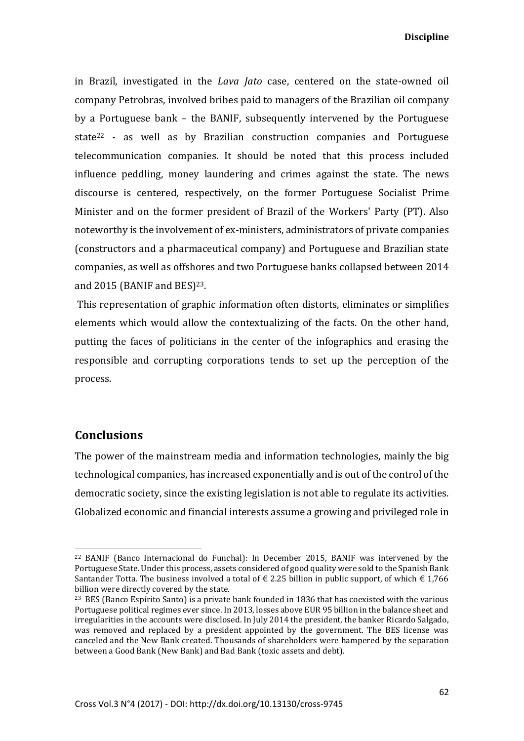in Brazil, investigated in the *Lava Jato* case, centered on the state-owned oil company Petrobras, involved bribes paid to managers of the Brazilian oil company by a Portuguese bank – the BANIF, subsequently intervened by the Portuguese state[22] - as well as by Brazilian construction companies and Portuguese telecommunication companies. It should be noted that this process included influence peddling, money laundering and crimes against the state. The news discourse is centered, respectively, on the former Portuguese Socialist Prime Minister and on the former president of Brazil of the Workers' Party (PT). Also noteworthy is the involvement of ex-ministers, administrators of private companies (constructors and a pharmaceutical company) and Portuguese and Brazilian state companies, as well as offshores and two Portuguese banks collapsed between 2014 and 2015 (BANIF and BES)[23].

This representation of graphic information often distorts, eliminates or simplifies elements which would allow the contextualizing of the facts. On the other hand, putting the faces of politicians in the center of the infographics and erasing the responsible and corrupting corporations tends to set up the perception of the process.

## Conclusions

The power of the mainstream media and information technologies, mainly the big technological companies, has increased exponentially and is out of the control of the democratic society, since the existing legislation is not able to regulate its activities. Globalized economic and financial interests assume a growing and privileged role in

---

[22] BANIF (Banco Internacional do Funchal): In December 2015, BANIF was intervened by the Portuguese State. Under this process, assets considered of good quality were sold to the Spanish Bank Santander Totta. The business involved a total of € 2.25 billion in public support, of which € 1,766 billion were directly covered by the state.

[23] BES (Banco Espírito Santo) is a private bank founded in 1836 that has coexisted with the various Portuguese political regimes ever since. In 2013, losses above EUR 95 billion in the balance sheet and irregularities in the accounts were disclosed. In July 2014 the president, the banker Ricardo Salgado, was removed and replaced by a president appointed by the government. The BES license was canceled and the New Bank created. Thousands of shareholders were hampered by the separation between a Good Bank (New Bank) and Bad Bank (toxic assets and debt).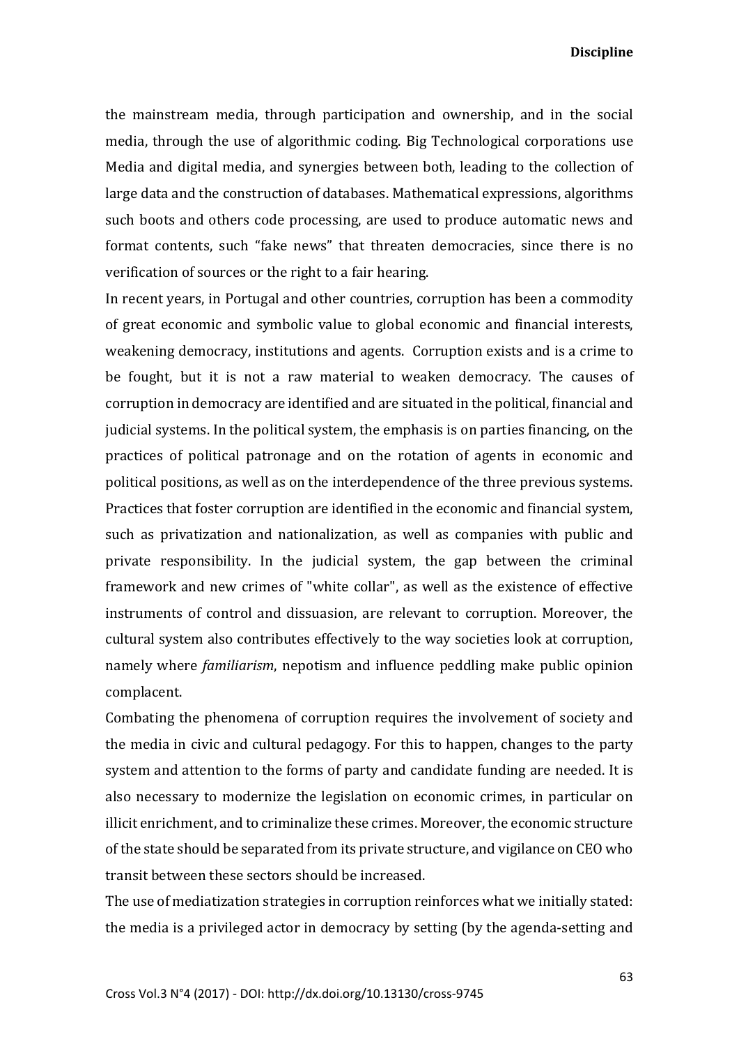the mainstream media, through participation and ownership, and in the social media, through the use of algorithmic coding. Big Technological corporations use Media and digital media, and synergies between both, leading to the collection of large data and the construction of databases. Mathematical expressions, algorithms such boots and others code processing, are used to produce automatic news and format contents, such “fake news” that threaten democracies, since there is no verification of sources or the right to a fair hearing.

In recent years, in Portugal and other countries, corruption has been a commodity of great economic and symbolic value to global economic and financial interests, weakening democracy, institutions and agents. Corruption exists and is a crime to be fought, but it is not a raw material to weaken democracy. The causes of corruption in democracy are identified and are situated in the political, financial and judicial systems. In the political system, the emphasis is on parties financing, on the practices of political patronage and on the rotation of agents in economic and political positions, as well as on the interdependence of the three previous systems. Practices that foster corruption are identified in the economic and financial system, such as privatization and nationalization, as well as companies with public and private responsibility. In the judicial system, the gap between the criminal framework and new crimes of "white collar", as well as the existence of effective instruments of control and dissuasion, are relevant to corruption. Moreover, the cultural system also contributes effectively to the way societies look at corruption, namely where *familiarism*, nepotism and influence peddling make public opinion complacent.

Combating the phenomena of corruption requires the involvement of society and the media in civic and cultural pedagogy. For this to happen, changes to the party system and attention to the forms of party and candidate funding are needed. It is also necessary to modernize the legislation on economic crimes, in particular on illicit enrichment, and to criminalize these crimes. Moreover, the economic structure of the state should be separated from its private structure, and vigilance on CEO who transit between these sectors should be increased.

The use of mediatization strategies in corruption reinforces what we initially stated: the media is a privileged actor in democracy by setting (by the agenda-setting and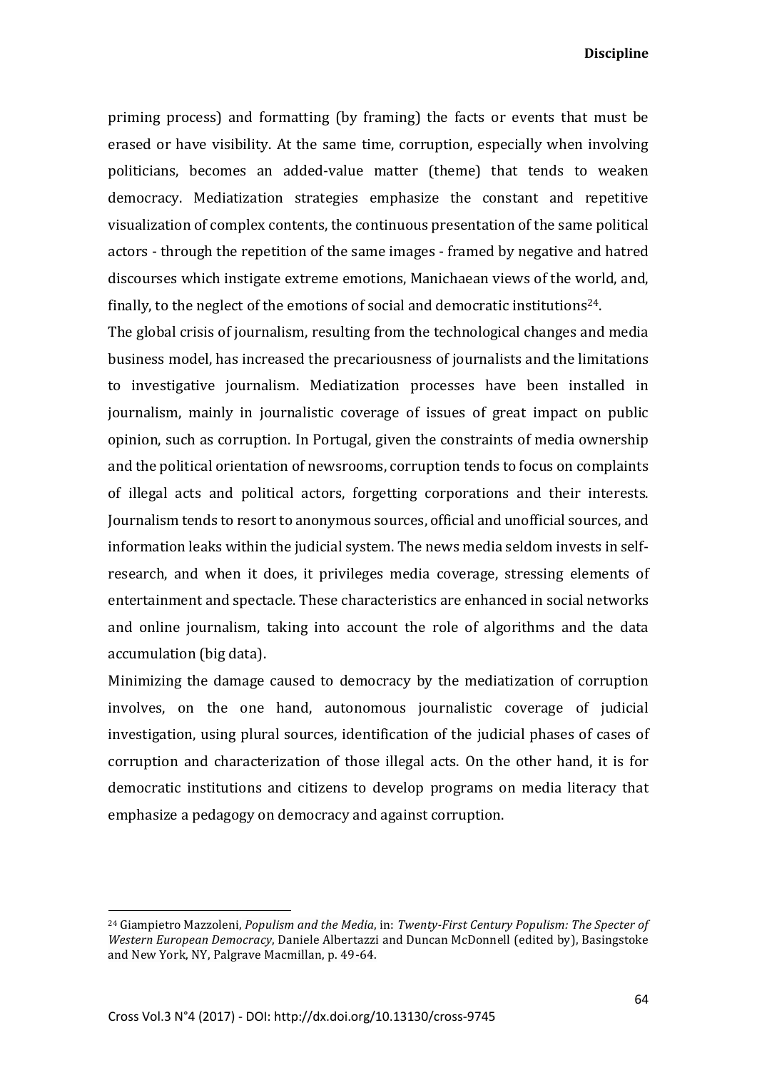priming process) and formatting (by framing) the facts or events that must be erased or have visibility. At the same time, corruption, especially when involving politicians, becomes an added-value matter (theme) that tends to weaken democracy. Mediatization strategies emphasize the constant and repetitive visualization of complex contents, the continuous presentation of the same political actors - through the repetition of the same images - framed by negative and hatred discourses which instigate extreme emotions, Manichaean views of the world, and, finally, to the neglect of the emotions of social and democratic institutions[24].

The global crisis of journalism, resulting from the technological changes and media business model, has increased the precariousness of journalists and the limitations to investigative journalism. Mediatization processes have been installed in journalism, mainly in journalistic coverage of issues of great impact on public opinion, such as corruption. In Portugal, given the constraints of media ownership and the political orientation of newsrooms, corruption tends to focus on complaints of illegal acts and political actors, forgetting corporations and their interests. Journalism tends to resort to anonymous sources, official and unofficial sources, and information leaks within the judicial system. The news media seldom invests in self-research, and when it does, it privileges media coverage, stressing elements of entertainment and spectacle. These characteristics are enhanced in social networks and online journalism, taking into account the role of algorithms and the data accumulation (big data).

Minimizing the damage caused to democracy by the mediatization of corruption involves, on the one hand, autonomous journalistic coverage of judicial investigation, using plural sources, identification of the judicial phases of cases of corruption and characterization of those illegal acts. On the other hand, it is for democratic institutions and citizens to develop programs on media literacy that emphasize a pedagogy on democracy and against corruption.

---

[24] Giampietro Mazzoleni, *Populism and the Media*, in: *Twenty-First Century Populism: The Specter of Western European Democracy*, Daniele Albertazzi and Duncan McDonnell (edited by), Basingstoke and New York, NY, Palgrave Macmillan, p. 49-64.